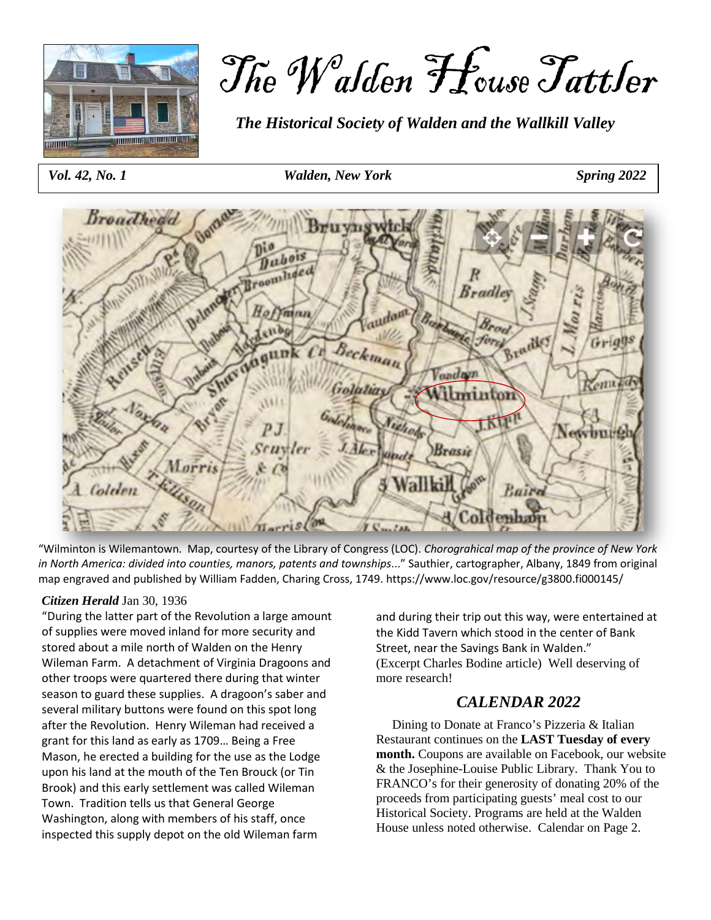# The Walden House Tattler

*The Historical Society of Walden and the Wallkill Valley*

*Vol. 42, No. 1* | *Walden, New York* | *Spring 2022*

"Wilminton is Wilemantown. Map, courtesy of the Library of Congress (LOC). *Chorograhical map of the province of New York in North America: divided into counties, manors, patents and townships*..." Sauthier, cartographer, Albany, 1849 from original map engraved and published by William Fadden, Charing Cross, 1749. https://www.loc.gov/resource/g3800.fi000145/

***Citizen Herald*** Jan 30, 1936

"During the latter part of the Revolution a large amount of supplies were moved inland for more security and stored about a mile north of Walden on the Henry Wileman Farm. A detachment of Virginia Dragoons and other troops were quartered there during that winter season to guard these supplies. A dragoon's saber and several military buttons were found on this spot long after the Revolution. Henry Wileman had received a grant for this land as early as 1709… Being a Free Mason, he erected a building for the use as the Lodge upon his land at the mouth of the Ten Brouck (or Tin Brook) and this early settlement was called Wileman Town. Tradition tells us that General George Washington, along with members of his staff, once inspected this supply depot on the old Wileman farm and during their trip out this way, were entertained at the Kidd Tavern which stood in the center of Bank Street, near the Savings Bank in Walden." (Excerpt Charles Bodine article) Well deserving of more research!

## *CALENDAR 2022*

Dining to Donate at Franco's Pizzeria & Italian Restaurant continues on the **LAST Tuesday of every month.** Coupons are available on Facebook, our website & the Josephine-Louise Public Library. Thank You to FRANCO's for their generosity of donating 20% of the proceeds from participating guests' meal cost to our Historical Society. Programs are held at the Walden House unless noted otherwise. Calendar on Page 2.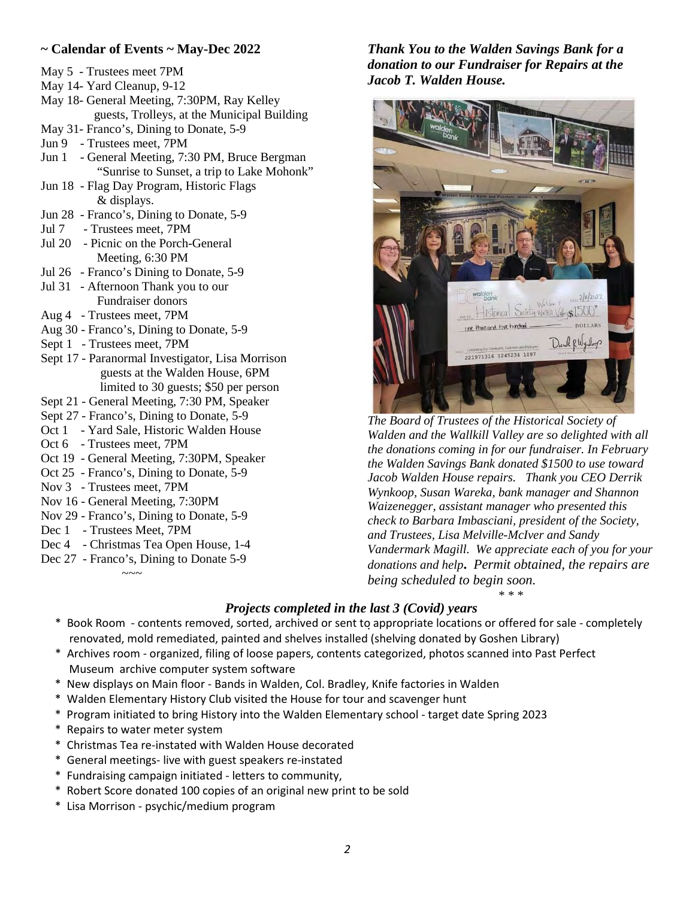## ~ Calendar of Events ~ May-Dec 2022

May 5 - Trustees meet 7PM
May 14- Yard Cleanup, 9-12
May 18- General Meeting, 7:30PM, Ray Kelley guests, Trolleys, at the Municipal Building
May 31- Franco's, Dining to Donate, 5-9
Jun 9 - Trustees meet, 7PM
Jun 1 - General Meeting, 7:30 PM, Bruce Bergman "Sunrise to Sunset, a trip to Lake Mohonk"
Jun 18 - Flag Day Program, Historic Flags & displays.
Jun 28 - Franco's, Dining to Donate, 5-9
Jul 7 - Trustees meet, 7PM
Jul 20 - Picnic on the Porch-General Meeting, 6:30 PM
Jul 26 - Franco's Dining to Donate, 5-9
Jul 31 - Afternoon Thank you to our Fundraiser donors
Aug 4 - Trustees meet, 7PM
Aug 30 - Franco's, Dining to Donate, 5-9
Sept 1 - Trustees meet, 7PM
Sept 17 - Paranormal Investigator, Lisa Morrison guests at the Walden House, 6PM limited to 30 guests; $50 per person
Sept 21 - General Meeting, 7:30 PM, Speaker
Sept 27 - Franco's, Dining to Donate, 5-9
Oct 1 - Yard Sale, Historic Walden House
Oct 6 - Trustees meet, 7PM
Oct 19 - General Meeting, 7:30PM, Speaker
Oct 25 - Franco's, Dining to Donate, 5-9
Nov 3 - Trustees meet, 7PM
Nov 16 - General Meeting, 7:30PM
Nov 29 - Franco's, Dining to Donate, 5-9
Dec 1 - Trustees Meet, 7PM
Dec 4 - Christmas Tea Open House, 1-4
Dec 27 - Franco's, Dining to Donate 5-9

~~~

***Thank You to the Walden Savings Bank for a donation to our Fundraiser for Repairs at the Jacob T. Walden House.***

*The Board of Trustees of the Historical Society of Walden and the Wallkill Valley are so delighted with all the donations coming in for our fundraiser. In February the Walden Savings Bank donated $1500 to use toward Jacob Walden House repairs. Thank you CEO Derrik Wynkoop, Susan Wareka, bank manager and Shannon Waizenegger, assistant manager who presented this check to Barbara Imbasciani, president of the Society, and Trustees, Lisa Melville-McIver and Sandy Vandermark Magill. We appreciate each of you for your donations and help. Permit obtained, the repairs are being scheduled to begin soon.*

\* \* \*

### *Projects completed in the last 3 (Covid) years*

* Book Room - contents removed, sorted, archived or sent to appropriate locations or offered for sale - completely renovated, mold remediated, painted and shelves installed (shelving donated by Goshen Library)
* Archives room - organized, filing of loose papers, contents categorized, photos scanned into Past Perfect Museum archive computer system software
* New displays on Main floor - Bands in Walden, Col. Bradley, Knife factories in Walden
* Walden Elementary History Club visited the House for tour and scavenger hunt
* Program initiated to bring History into the Walden Elementary school - target date Spring 2023
* Repairs to water meter system
* Christmas Tea re-instated with Walden House decorated
* General meetings- live with guest speakers re-instated
* Fundraising campaign initiated - letters to community,
* Robert Score donated 100 copies of an original new print to be sold
* Lisa Morrison - psychic/medium program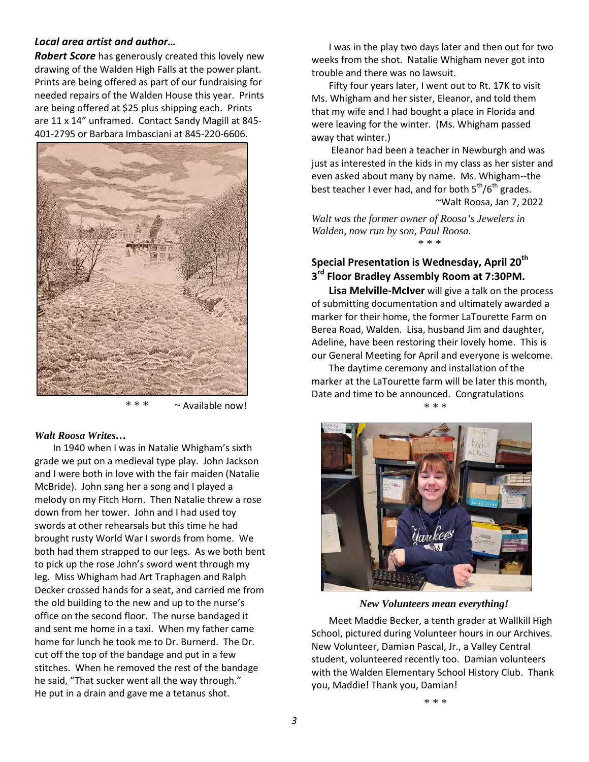***Local area artist and author…***

***Robert Score*** has generously created this lovely new drawing of the Walden High Falls at the power plant. Prints are being offered as part of our fundraising for needed repairs of the Walden House this year. Prints are being offered at $25 plus shipping each. Prints are 11 x 14" unframed. Contact Sandy Magill at 845-401-2795 or Barbara Imbasciani at 845-220-6606.

\* \* \* ~ Available now!

***Walt Roosa Writes…***

In 1940 when I was in Natalie Whigham's sixth grade we put on a medieval type play. John Jackson and I were both in love with the fair maiden (Natalie McBride). John sang her a song and I played a melody on my Fitch Horn. Then Natalie threw a rose down from her tower. John and I had used toy swords at other rehearsals but this time he had brought rusty World War I swords from home. We both had them strapped to our legs. As we both bent to pick up the rose John's sword went through my leg. Miss Whigham had Art Traphagen and Ralph Decker crossed hands for a seat, and carried me from the old building to the new and up to the nurse's office on the second floor. The nurse bandaged it and sent me home in a taxi. When my father came home for lunch he took me to Dr. Burnerd. The Dr. cut off the top of the bandage and put in a few stitches. When he removed the rest of the bandage he said, "That sucker went all the way through." He put in a drain and gave me a tetanus shot.

I was in the play two days later and then out for two weeks from the shot. Natalie Whigham never got into trouble and there was no lawsuit.

Fifty four years later, I went out to Rt. 17K to visit Ms. Whigham and her sister, Eleanor, and told them that my wife and I had bought a place in Florida and were leaving for the winter. (Ms. Whigham passed away that winter.)

Eleanor had been a teacher in Newburgh and was just as interested in the kids in my class as her sister and even asked about many by name. Ms. Whigham--the best teacher I ever had, and for both 5th/6th grades.

~Walt Roosa, Jan 7, 2022

*Walt was the former owner of Roosa's Jewelers in Walden, now run by son, Paul Roosa.*

\* \* \*

**Special Presentation is Wednesday, April 20th 3rd Floor Bradley Assembly Room at 7:30PM.**

**Lisa Melville-McIver** will give a talk on the process of submitting documentation and ultimately awarded a marker for their home, the former LaTourette Farm on Berea Road, Walden. Lisa, husband Jim and daughter, Adeline, have been restoring their lovely home. This is our General Meeting for April and everyone is welcome.

The daytime ceremony and installation of the marker at the LaTourette farm will be later this month, Date and time to be announced. Congratulations

\* \* \*

***New Volunteers mean everything!***

Meet Maddie Becker, a tenth grader at Wallkill High School, pictured during Volunteer hours in our Archives. New Volunteer, Damian Pascal, Jr., a Valley Central student, volunteered recently too. Damian volunteers with the Walden Elementary School History Club. Thank you, Maddie! Thank you, Damian!

\* \* \*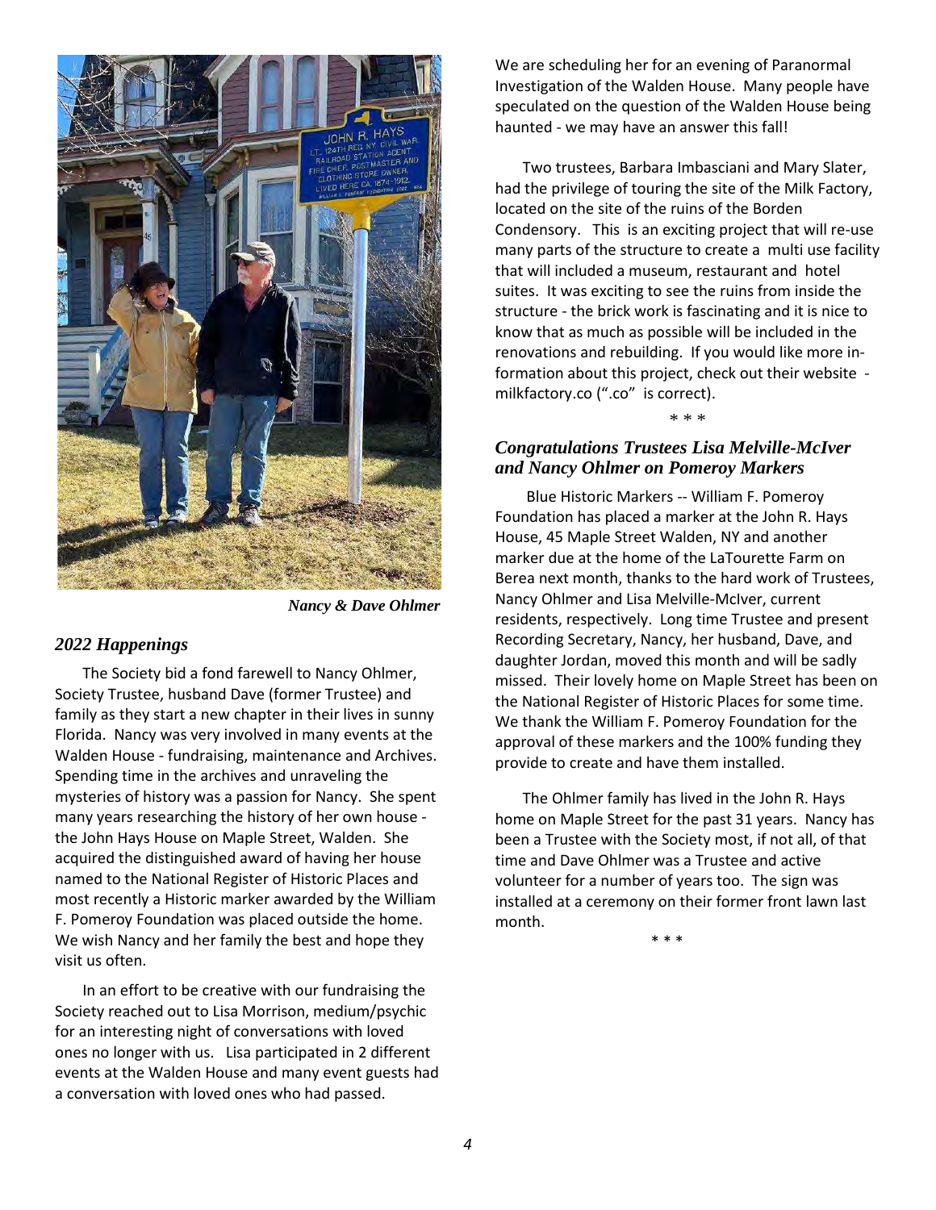*Nancy & Dave Ohlmer*

## *2022 Happenings*

The Society bid a fond farewell to Nancy Ohlmer, Society Trustee, husband Dave (former Trustee) and family as they start a new chapter in their lives in sunny Florida. Nancy was very involved in many events at the Walden House - fundraising, maintenance and Archives. Spending time in the archives and unraveling the mysteries of history was a passion for Nancy. She spent many years researching the history of her own house - the John Hays House on Maple Street, Walden. She acquired the distinguished award of having her house named to the National Register of Historic Places and most recently a Historic marker awarded by the William F. Pomeroy Foundation was placed outside the home. We wish Nancy and her family the best and hope they visit us often.

In an effort to be creative with our fundraising the Society reached out to Lisa Morrison, medium/psychic for an interesting night of conversations with loved ones no longer with us. Lisa participated in 2 different events at the Walden House and many event guests had a conversation with loved ones who had passed.

We are scheduling her for an evening of Paranormal Investigation of the Walden House. Many people have speculated on the question of the Walden House being haunted - we may have an answer this fall!

Two trustees, Barbara Imbasciani and Mary Slater, had the privilege of touring the site of the Milk Factory, located on the site of the ruins of the Borden Condensory. This is an exciting project that will re-use many parts of the structure to create a multi use facility that will included a museum, restaurant and hotel suites. It was exciting to see the ruins from inside the structure - the brick work is fascinating and it is nice to know that as much as possible will be included in the renovations and rebuilding. If you would like more information about this project, check out their website - milkfactory.co (".co" is correct).

\* \* \*

## *Congratulations Trustees Lisa Melville-McIver and Nancy Ohlmer on Pomeroy Markers*

Blue Historic Markers -- William F. Pomeroy Foundation has placed a marker at the John R. Hays House, 45 Maple Street Walden, NY and another marker due at the home of the LaTourette Farm on Berea next month, thanks to the hard work of Trustees, Nancy Ohlmer and Lisa Melville-McIver, current residents, respectively. Long time Trustee and present Recording Secretary, Nancy, her husband, Dave, and daughter Jordan, moved this month and will be sadly missed. Their lovely home on Maple Street has been on the National Register of Historic Places for some time. We thank the William F. Pomeroy Foundation for the approval of these markers and the 100% funding they provide to create and have them installed.

The Ohlmer family has lived in the John R. Hays home on Maple Street for the past 31 years. Nancy has been a Trustee with the Society most, if not all, of that time and Dave Ohlmer was a Trustee and active volunteer for a number of years too. The sign was installed at a ceremony on their former front lawn last month.

\* \* \*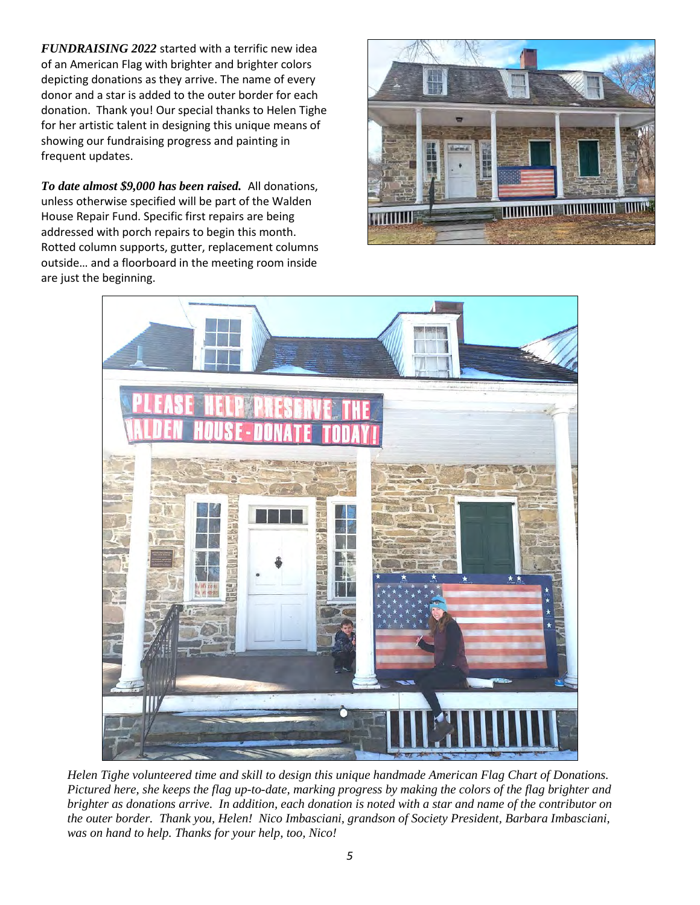***FUNDRAISING 2022*** started with a terrific new idea of an American Flag with brighter and brighter colors depicting donations as they arrive. The name of every donor and a star is added to the outer border for each donation. Thank you! Our special thanks to Helen Tighe for her artistic talent in designing this unique means of showing our fundraising progress and painting in frequent updates.

***To date almost $9,000 has been raised.*** All donations, unless otherwise specified will be part of the Walden House Repair Fund. Specific first repairs are being addressed with porch repairs to begin this month. Rotted column supports, gutter, replacement columns outside… and a floorboard in the meeting room inside are just the beginning.

*Helen Tighe volunteered time and skill to design this unique handmade American Flag Chart of Donations. Pictured here, she keeps the flag up-to-date, marking progress by making the colors of the flag brighter and brighter as donations arrive. In addition, each donation is noted with a star and name of the contributor on the outer border. Thank you, Helen! Nico Imbasciani, grandson of Society President, Barbara Imbasciani, was on hand to help. Thanks for your help, too, Nico!*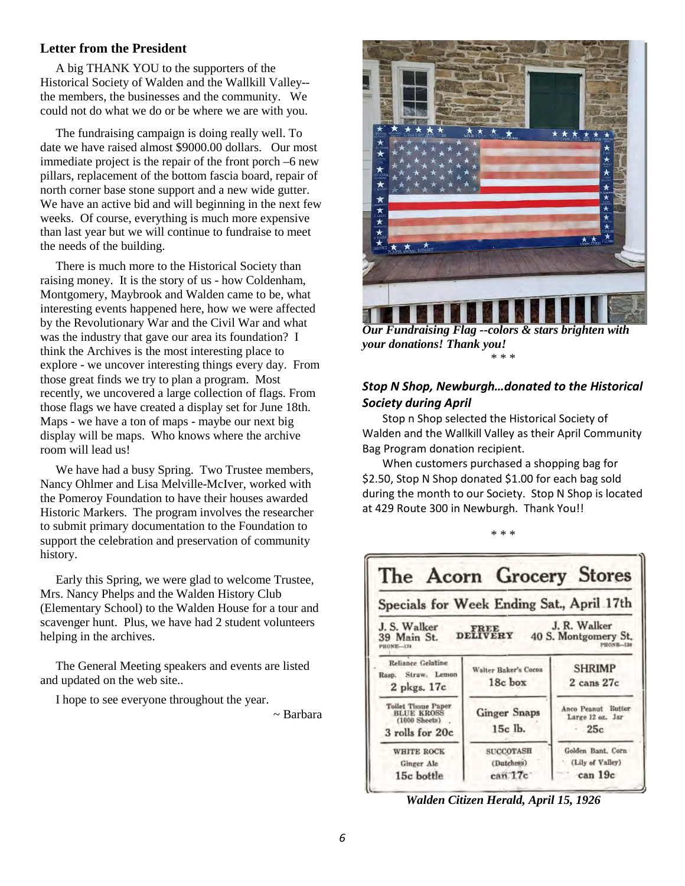## Letter from the President

A big THANK YOU to the supporters of the Historical Society of Walden and the Wallkill Valley--the members, the businesses and the community. We could not do what we do or be where we are with you.

The fundraising campaign is doing really well. To date we have raised almost $9000.00 dollars. Our most immediate project is the repair of the front porch –6 new pillars, replacement of the bottom fascia board, repair of north corner base stone support and a new wide gutter. We have an active bid and will beginning in the next few weeks. Of course, everything is much more expensive than last year but we will continue to fundraise to meet the needs of the building.

There is much more to the Historical Society than raising money. It is the story of us - how Coldenham, Montgomery, Maybrook and Walden came to be, what interesting events happened here, how we were affected by the Revolutionary War and the Civil War and what was the industry that gave our area its foundation? I think the Archives is the most interesting place to explore - we uncover interesting things every day. From those great finds we try to plan a program. Most recently, we uncovered a large collection of flags. From those flags we have created a display set for June 18th. Maps - we have a ton of maps - maybe our next big display will be maps. Who knows where the archive room will lead us!

We have had a busy Spring. Two Trustee members, Nancy Ohlmer and Lisa Melville-McIver, worked with the Pomeroy Foundation to have their houses awarded Historic Markers. The program involves the researcher to submit primary documentation to the Foundation to support the celebration and preservation of community history.

Early this Spring, we were glad to welcome Trustee, Mrs. Nancy Phelps and the Walden History Club (Elementary School) to the Walden House for a tour and scavenger hunt. Plus, we have had 2 student volunteers helping in the archives.

The General Meeting speakers and events are listed and updated on the web site..

I hope to see everyone throughout the year.

~ Barbara

***Our Fundraising Flag --colors & stars brighten with your donations! Thank you!***

\* \* \*

### *Stop N Shop, Newburgh…donated to the Historical Society during April*

Stop n Shop selected the Historical Society of Walden and the Wallkill Valley as their April Community Bag Program donation recipient.

When customers purchased a shopping bag for $2.50, Stop N Shop donated $1.00 for each bag sold during the month to our Society. Stop N Shop is located at 429 Route 300 in Newburgh. Thank You!!

\* \* \*

**The Acorn Grocery Stores**

Specials for Week Ending Sat., April 17th

| J. S. Walker, 39 Main St., Phone—124 | FREE DELIVERY | J. R. Walker, 40 S. Montgomery St., Phone—130 |
|---|---|---|
| Reliance Gelatine, Rasp. Straw. Lemon, 2 pkgs. 17c | Walter Baker's Cocoa, 18c box | SHRIMP, 2 cans 27c |
| Toilet Tissue Paper BLUE KROSS (1000 Sheets), 3 rolls for 20c | Ginger Snaps, 15c lb. | Anco Peanut Butter, Large 12 oz. Jar, 25c |
| WHITE ROCK Ginger Ale, 15c bottle | SUCCOTASH (Dutchess), can 17c | Golden Bant. Corn (Lily of Valley), can 19c |

***Walden Citizen Herald, April 15, 1926***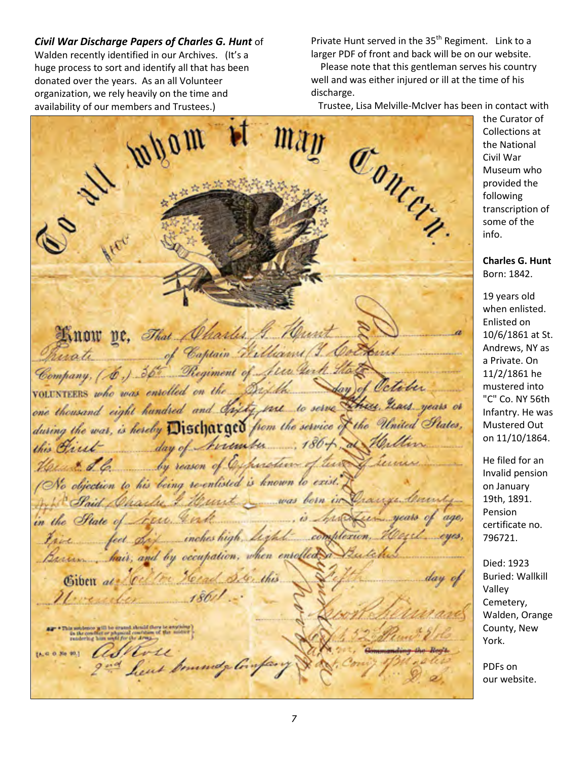***Civil War Discharge Papers of Charles G. Hunt*** of Walden recently identified in our Archives. (It's a huge process to sort and identify all that has been donated over the years. As an all Volunteer organization, we rely heavily on the time and availability of our members and Trustees.)

Private Hunt served in the 35th Regiment. Link to a larger PDF of front and back will be on our website.

Please note that this gentleman serves his country well and was either injured or ill at the time of his discharge.

Trustee, Lisa Melville-McIver has been in contact with the Curator of Collections at the National Civil War Museum who provided the following transcription of some of the info.

**Charles G. Hunt**
Born: 1842.

19 years old when enlisted. Enlisted on 10/6/1861 at St. Andrews, NY as a Private. On 11/2/1861 he mustered into "C" Co. NY 56th Infantry. He was Mustered Out on 11/10/1864.

He filed for an Invalid pension on January 19th, 1891. Pension certificate no. 796721.

Died: 1923
Buried: Wallkill Valley Cemetery, Walden, Orange County, New York.

PDFs on our website.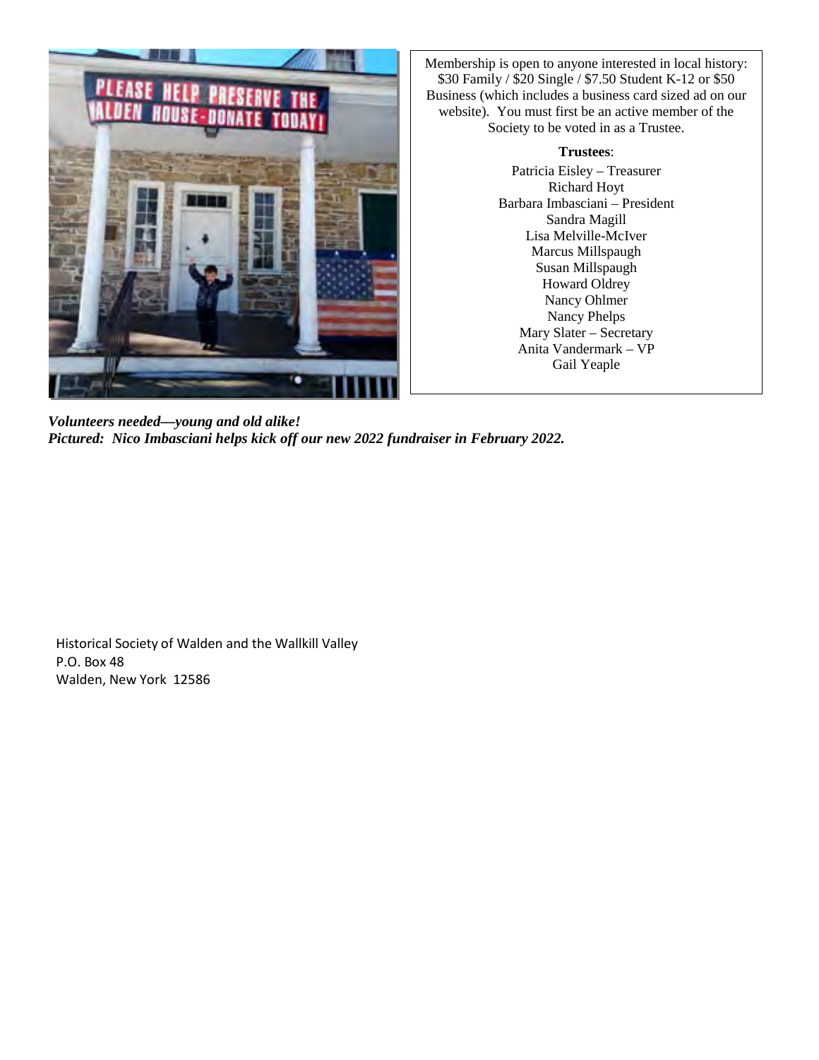Membership is open to anyone interested in local history: $30 Family / $20 Single / $7.50 Student K-12 or $50 Business (which includes a business card sized ad on our website). You must first be an active member of the Society to be voted in as a Trustee.

**Trustees**:

Patricia Eisley – Treasurer
Richard Hoyt
Barbara Imbasciani – President
Sandra Magill
Lisa Melville-McIver
Marcus Millspaugh
Susan Millspaugh
Howard Oldrey
Nancy Ohlmer
Nancy Phelps
Mary Slater – Secretary
Anita Vandermark – VP
Gail Yeaple

***Volunteers needed—young and old alike!***
***Pictured: Nico Imbasciani helps kick off our new 2022 fundraiser in February 2022.***

Historical Society of Walden and the Wallkill Valley
P.O. Box 48
Walden, New York 12586